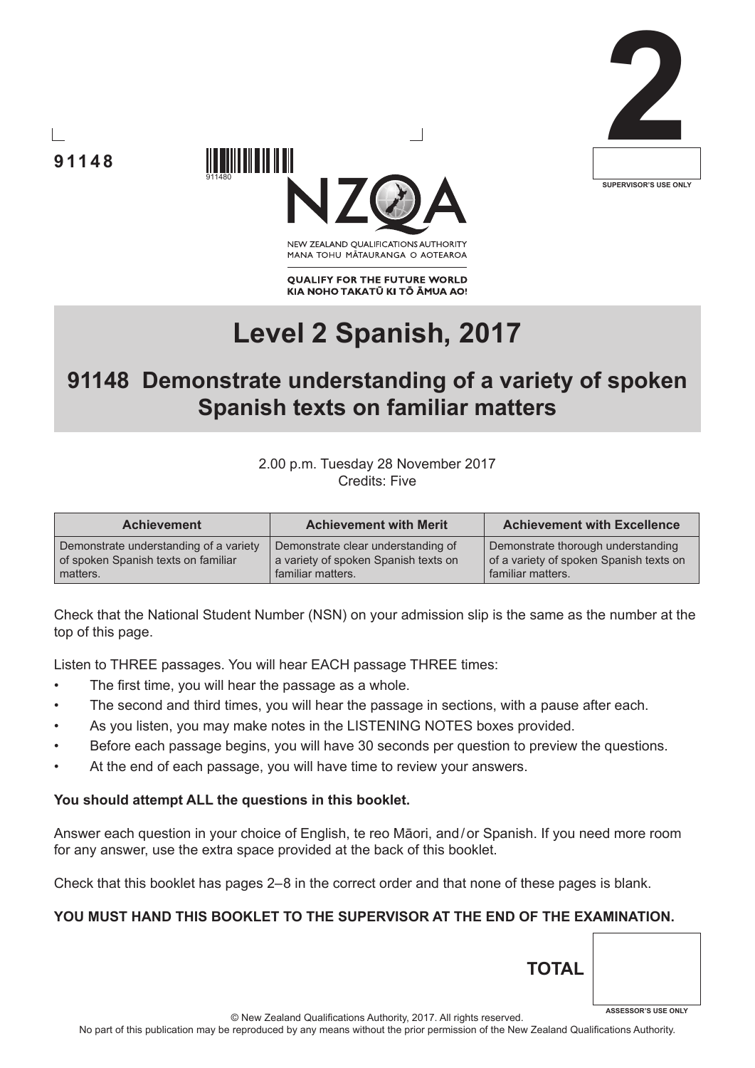91148

2

SUPERVISOR'S USE ONLY

NEW ZEALAND QUALIFICATIONS AUTHORITY
MANA TOHU MĀTAURANGA O AOTEAROA

**QUALIFY FOR THE FUTURE WORLD**
**KIA NOHO TAKATŪ KI TŌ ĀMUA AO!**

# Level 2 Spanish, 2017

## 91148 Demonstrate understanding of a variety of spoken Spanish texts on familiar matters

2.00 p.m. Tuesday 28 November 2017
Credits: Five

| Achievement | Achievement with Merit | Achievement with Excellence |
|---|---|---|
| Demonstrate understanding of a variety of spoken Spanish texts on familiar matters. | Demonstrate clear understanding of a variety of spoken Spanish texts on familiar matters. | Demonstrate thorough understanding of a variety of spoken Spanish texts on familiar matters. |

Check that the National Student Number (NSN) on your admission slip is the same as the number at the top of this page.

Listen to THREE passages. You will hear EACH passage THREE times:

- The first time, you will hear the passage as a whole.
- The second and third times, you will hear the passage in sections, with a pause after each.
- As you listen, you may make notes in the LISTENING NOTES boxes provided.
- Before each passage begins, you will have 30 seconds per question to preview the questions.
- At the end of each passage, you will have time to review your answers.

**You should attempt ALL the questions in this booklet.**

Answer each question in your choice of English, te reo Māori, and/or Spanish. If you need more room for any answer, use the extra space provided at the back of this booklet.

Check that this booklet has pages 2–8 in the correct order and that none of these pages is blank.

**YOU MUST HAND THIS BOOKLET TO THE SUPERVISOR AT THE END OF THE EXAMINATION.**

**TOTAL**

ASSESSOR'S USE ONLY

© New Zealand Qualifications Authority, 2017. All rights reserved.
No part of this publication may be reproduced by any means without the prior permission of the New Zealand Qualifications Authority.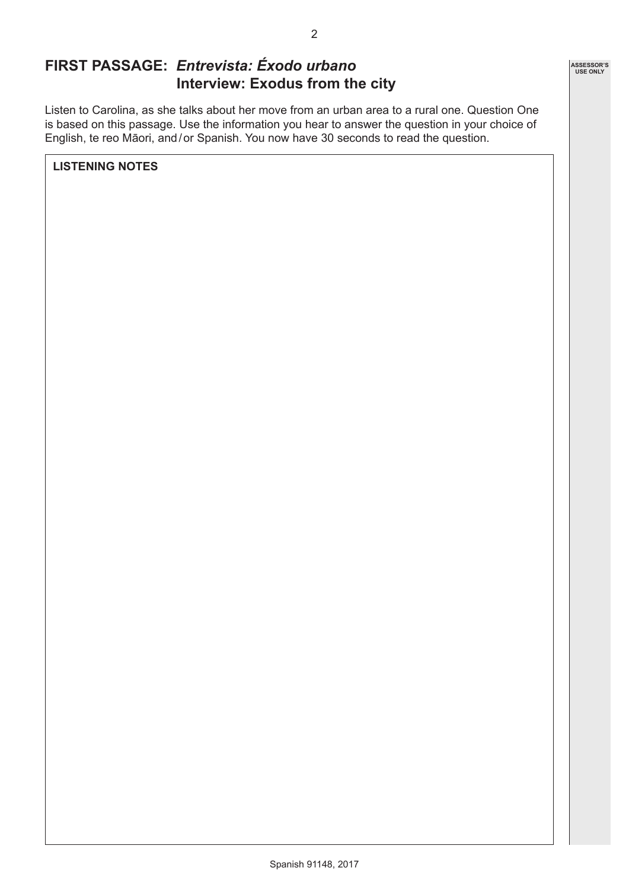## FIRST PASSAGE: *Entrevista: Éxodo urbano*
## Interview: Exodus from the city

Listen to Carolina, as she talks about her move from an urban area to a rural one. Question One is based on this passage. Use the information you hear to answer the question in your choice of English, te reo Māori, and / or Spanish. You now have 30 seconds to read the question.

**LISTENING NOTES**

ASSESSOR'S USE ONLY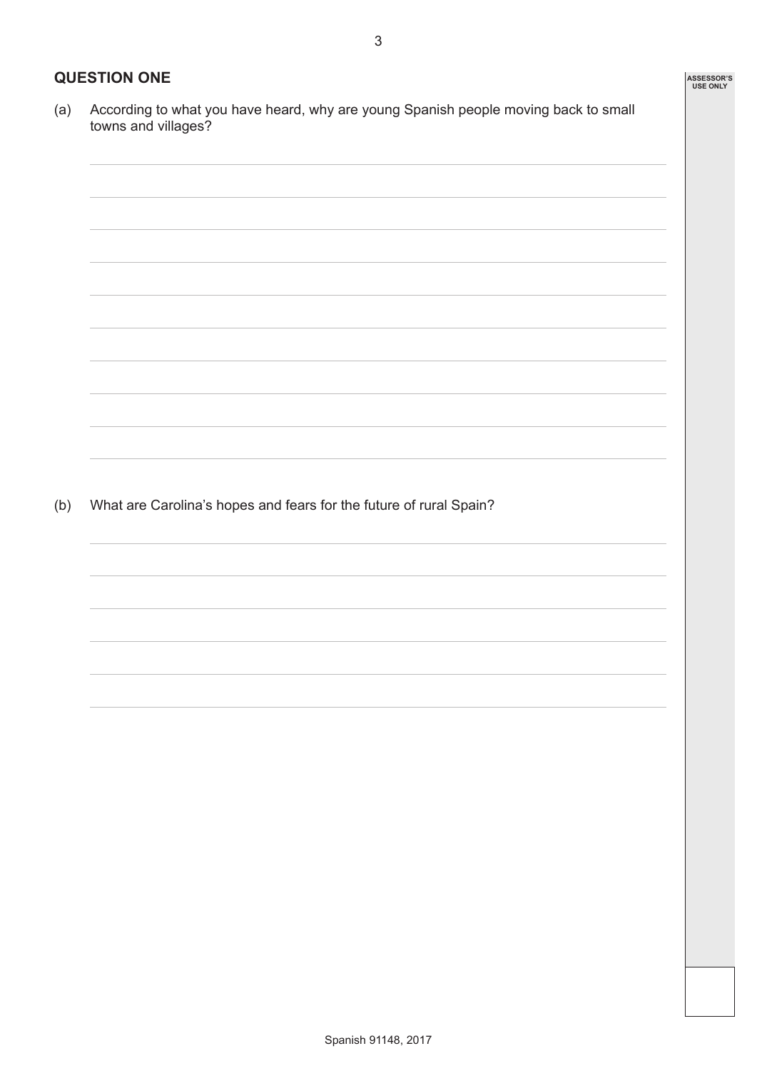## QUESTION ONE

(a) According to what you have heard, why are young Spanish people moving back to small towns and villages?

(b) What are Carolina's hopes and fears for the future of rural Spain?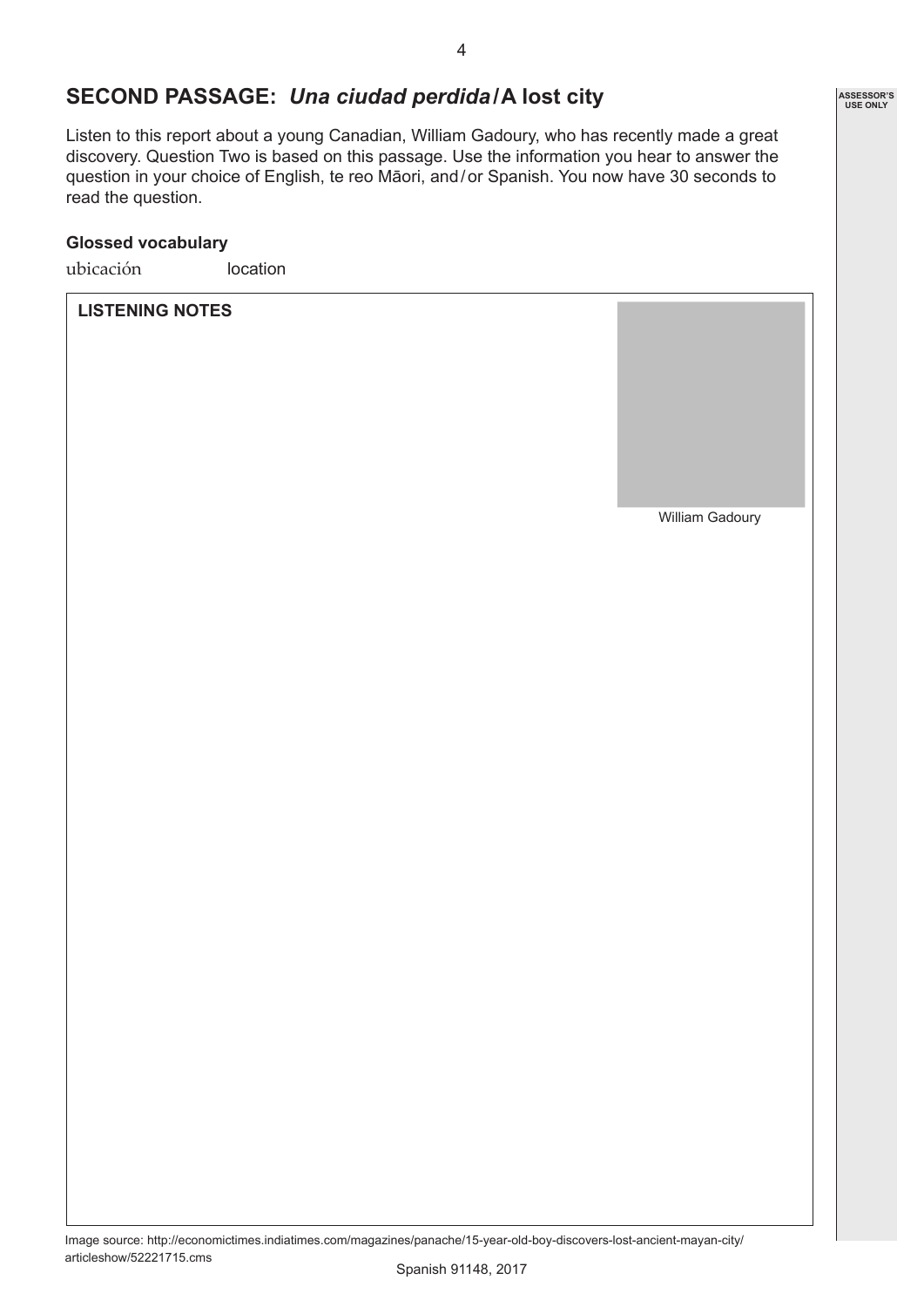## SECOND PASSAGE: *Una ciudad perdida* / A lost city

Listen to this report about a young Canadian, William Gadoury, who has recently made a great discovery. Question Two is based on this passage. Use the information you hear to answer the question in your choice of English, te reo Māori, and / or Spanish. You now have 30 seconds to read the question.

**Glossed vocabulary**

ubicación location

**LISTENING NOTES**

William Gadoury

Image source: http://economictimes.indiatimes.com/magazines/panache/15-year-old-boy-discovers-lost-ancient-mayan-city/articleshow/52221715.cms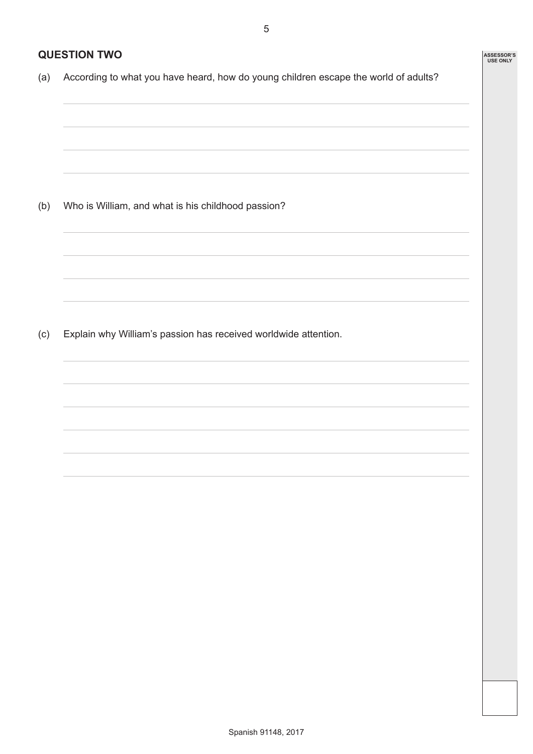## QUESTION TWO

(a) According to what you have heard, how do young children escape the world of adults?

(b) Who is William, and what is his childhood passion?

(c) Explain why William's passion has received worldwide attention.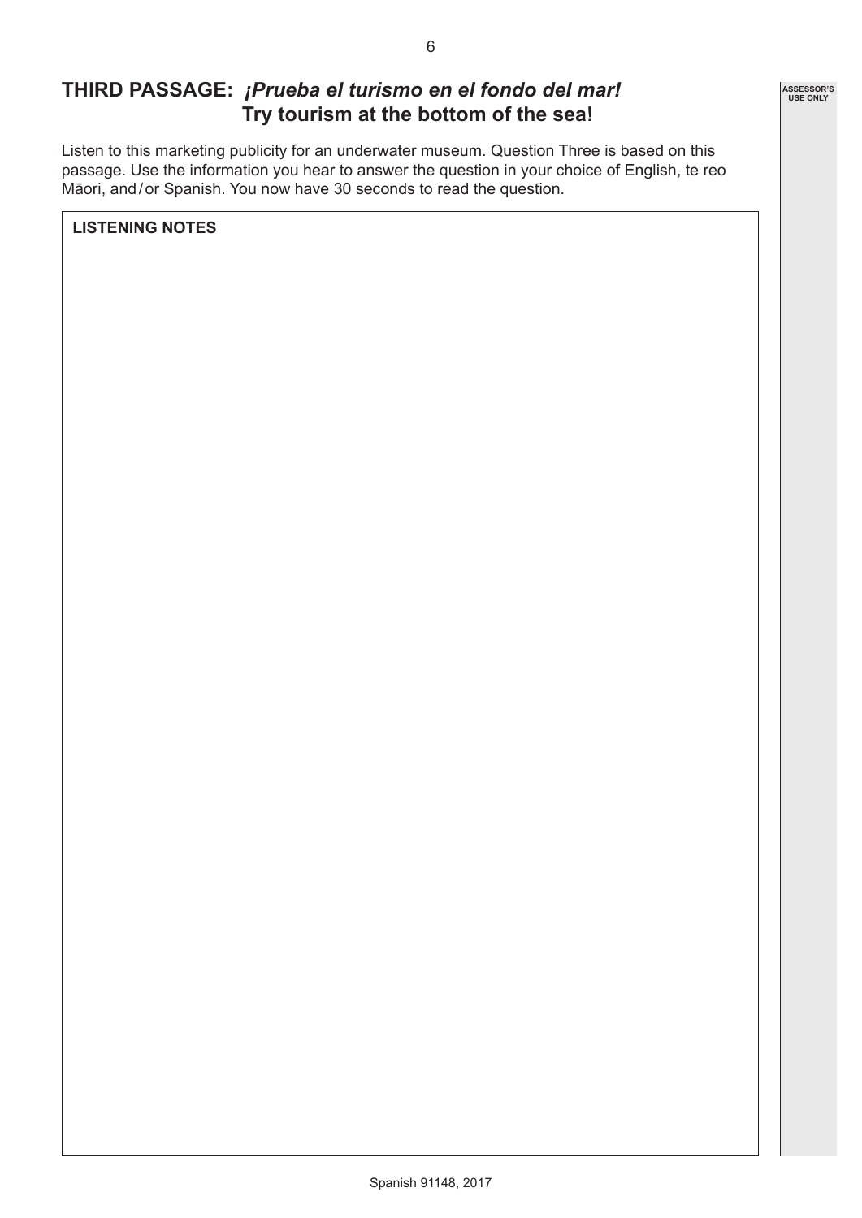## THIRD PASSAGE: *¡Prueba el turismo en el fondo del mar!* Try tourism at the bottom of the sea!

Listen to this marketing publicity for an underwater museum. Question Three is based on this passage. Use the information you hear to answer the question in your choice of English, te reo Māori, and / or Spanish. You now have 30 seconds to read the question.

**LISTENING NOTES**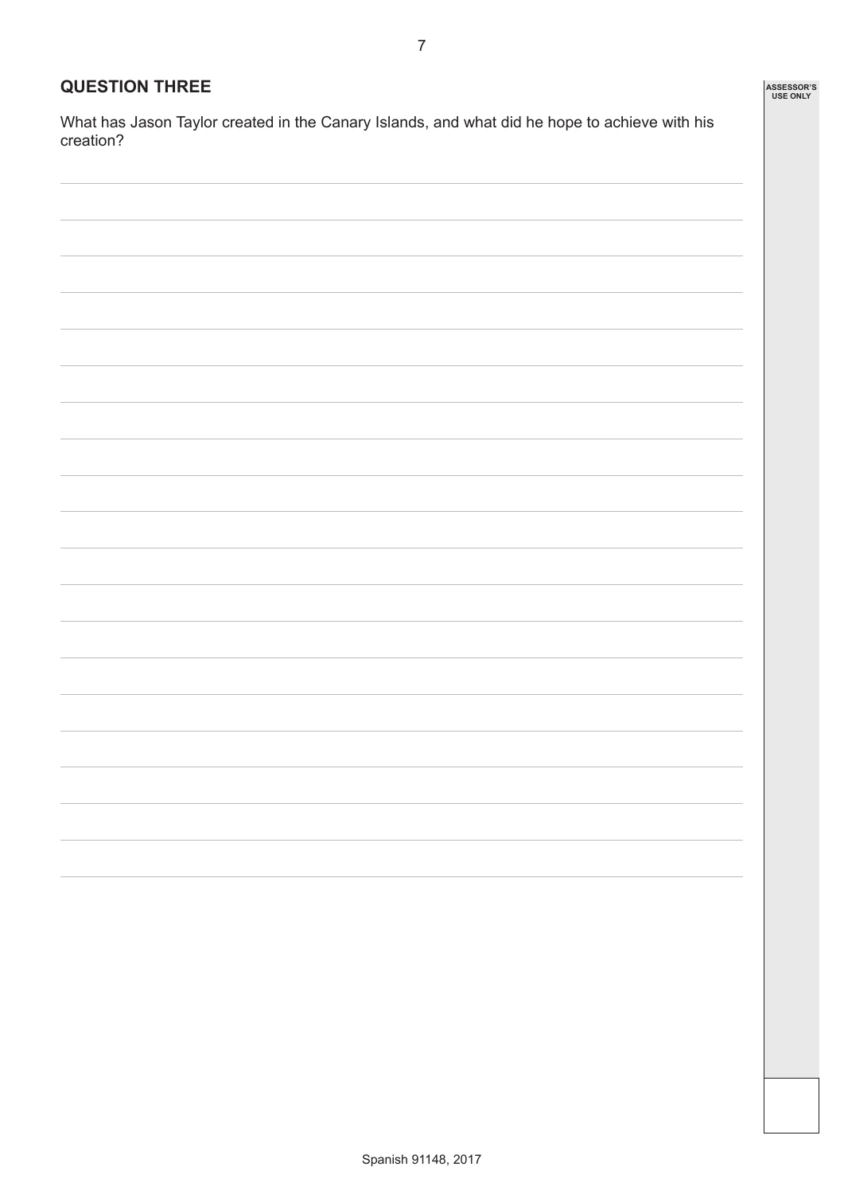## QUESTION THREE

What has Jason Taylor created in the Canary Islands, and what did he hope to achieve with his creation?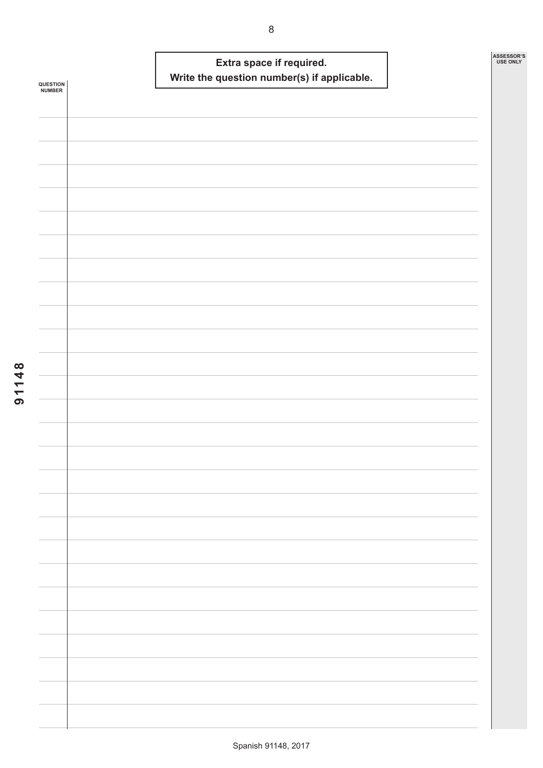**Extra space if required.**
**Write the question number(s) if applicable.**

QUESTION NUMBER

ASSESSOR'S USE ONLY